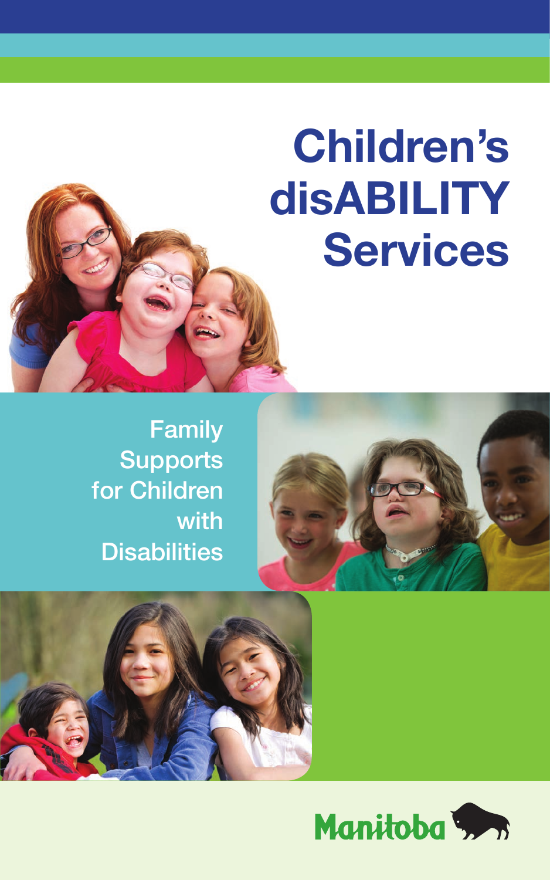# Children's disABILITY Services

Family Supports for Children with Disabilities

Manitoba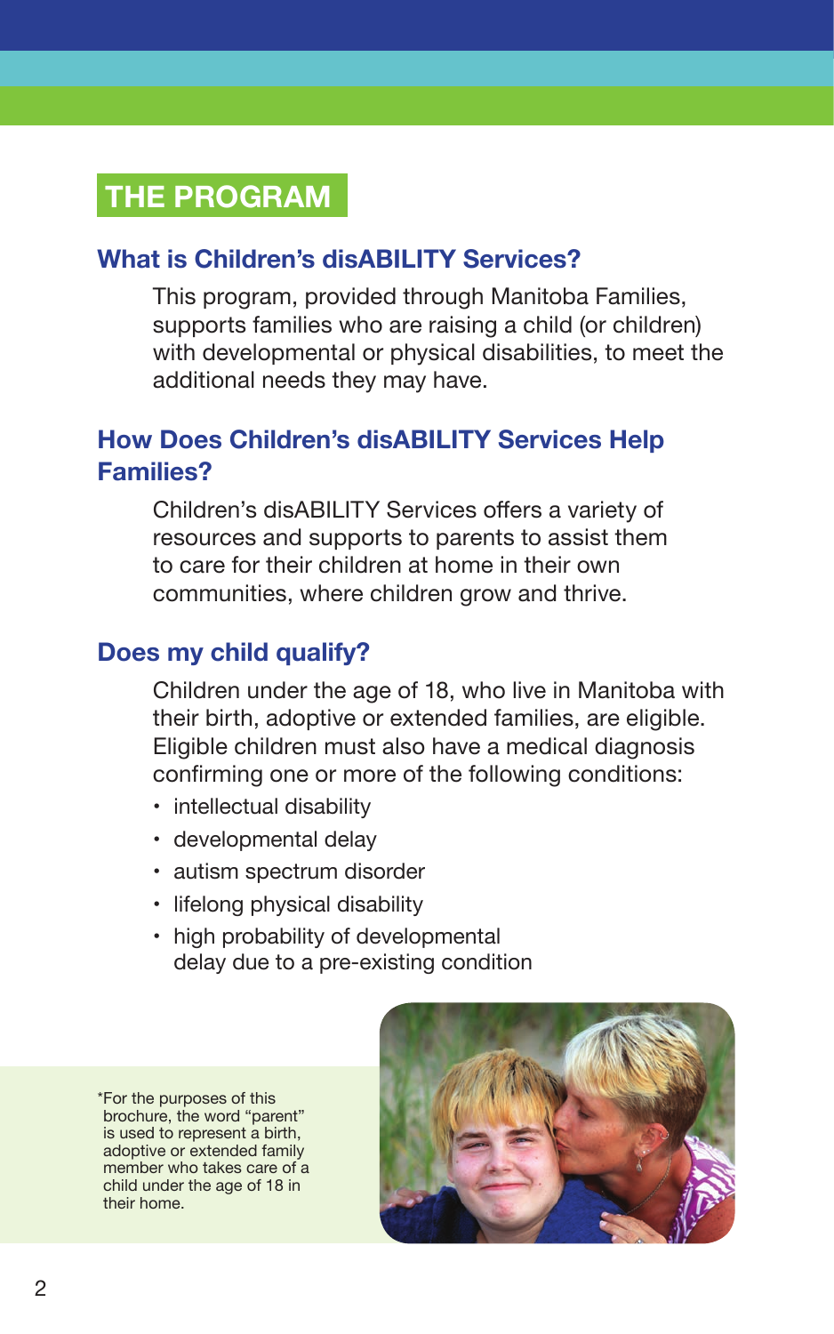# THE PROGRAM

## What is Children's disABILITY Services?

This program, provided through Manitoba Families, supports families who are raising a child (or children) with developmental or physical disabilities, to meet the additional needs they may have.

## How Does Children's disABILITY Services Help Families?

Children's disABILITY Services offers a variety of resources and supports to parents to assist them to care for their children at home in their own communities, where children grow and thrive.

## Does my child qualify?

Children under the age of 18, who live in Manitoba with their birth, adoptive or extended families, are eligible. Eligible children must also have a medical diagnosis confirming one or more of the following conditions:

- intellectual disability
- developmental delay
- autism spectrum disorder
- lifelong physical disability
- high probability of developmental delay due to a pre-existing condition

*For the purposes of this brochure, the word "parent" is used to represent a birth, adoptive or extended family member who takes care of a child under the age of 18 in their home.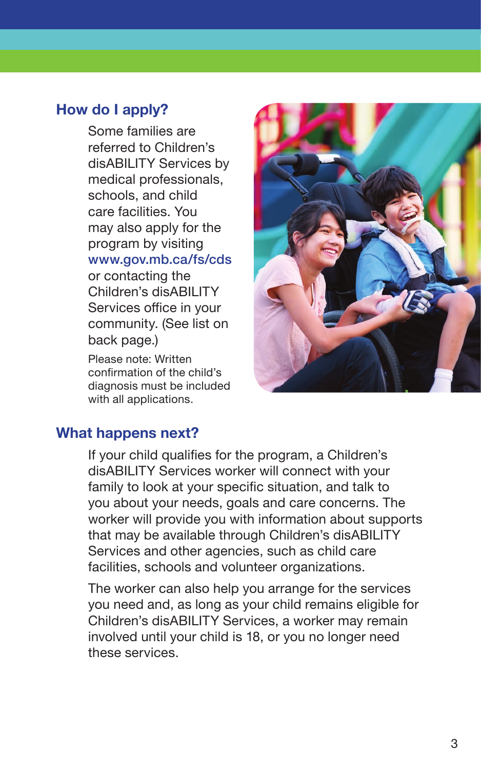## How do I apply?

Some families are referred to Children's disABILITY Services by medical professionals, schools, and child care facilities. You may also apply for the program by visiting www.gov.mb.ca/fs/cds or contacting the Children's disABILITY Services office in your community. (See list on back page.)

Please note: Written confirmation of the child's diagnosis must be included with all applications.

## What happens next?

If your child qualifies for the program, a Children's disABILITY Services worker will connect with your family to look at your specific situation, and talk to you about your needs, goals and care concerns. The worker will provide you with information about supports that may be available through Children's disABILITY Services and other agencies, such as child care facilities, schools and volunteer organizations.

The worker can also help you arrange for the services you need and, as long as your child remains eligible for Children's disABILITY Services, a worker may remain involved until your child is 18, or you no longer need these services.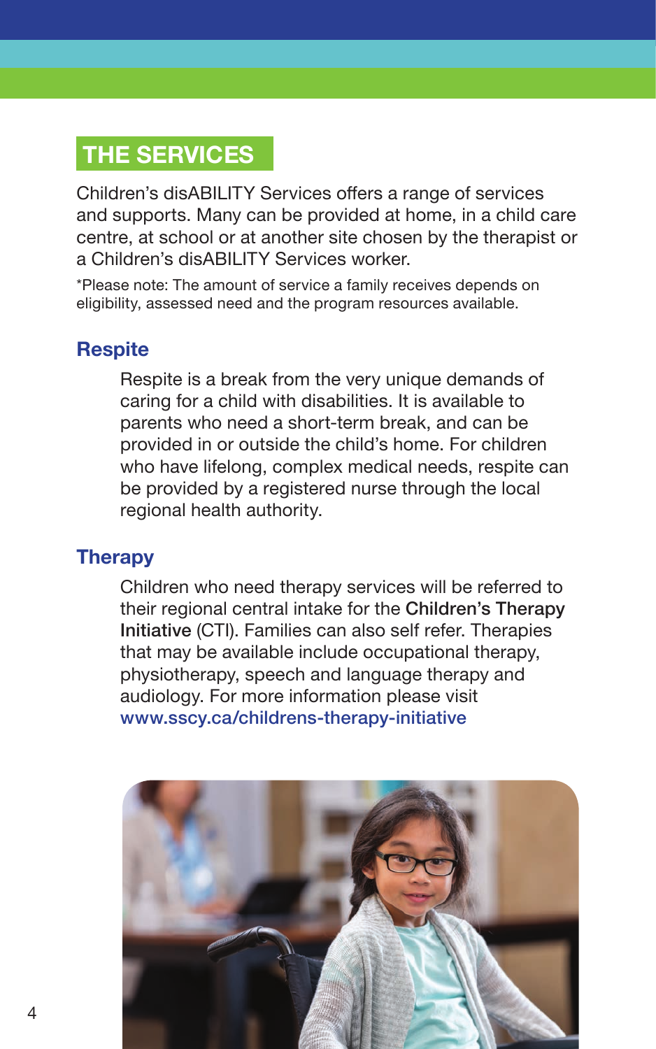## THE SERVICES

Children's disABILITY Services offers a range of services and supports. Many can be provided at home, in a child care centre, at school or at another site chosen by the therapist or a Children's disABILITY Services worker.

*Please note: The amount of service a family receives depends on eligibility, assessed need and the program resources available.

### Respite

Respite is a break from the very unique demands of caring for a child with disabilities. It is available to parents who need a short-term break, and can be provided in or outside the child's home. For children who have lifelong, complex medical needs, respite can be provided by a registered nurse through the local regional health authority.

### Therapy

Children who need therapy services will be referred to their regional central intake for the Children's Therapy Initiative (CTI). Families can also self refer. Therapies that may be available include occupational therapy, physiotherapy, speech and language therapy and audiology. For more information please visit www.sscy.ca/childrens-therapy-initiative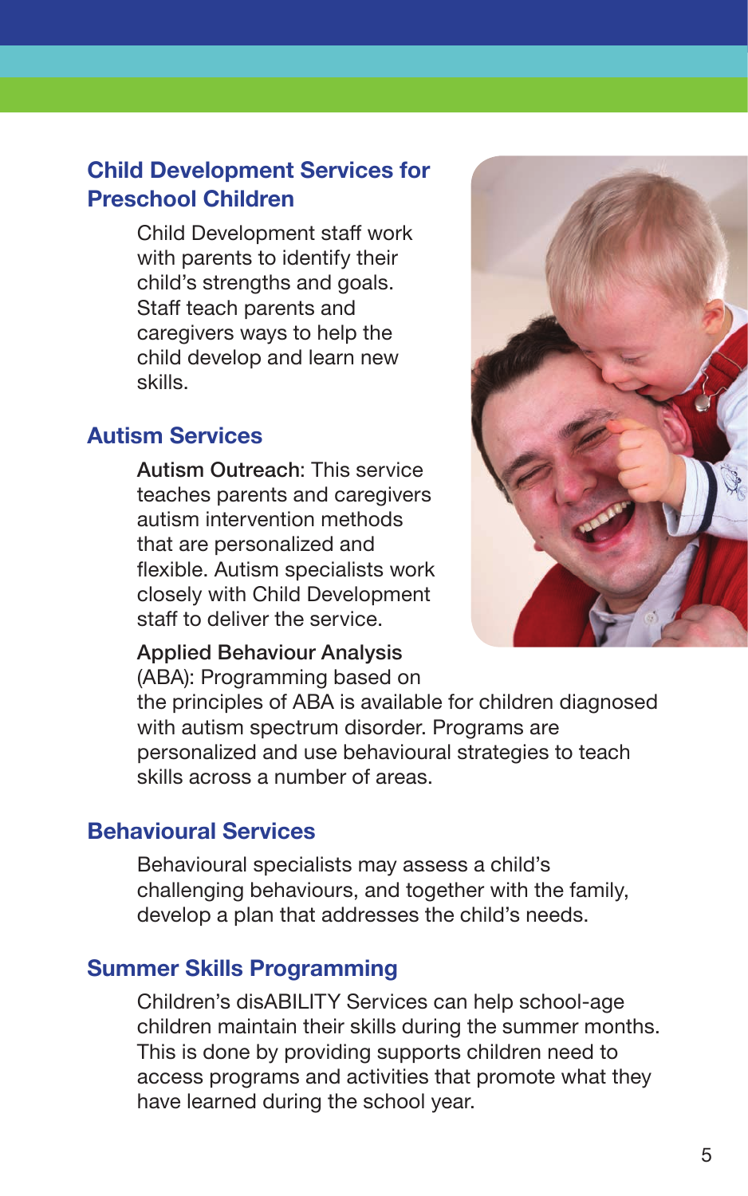## Child Development Services for Preschool Children

Child Development staff work with parents to identify their child's strengths and goals. Staff teach parents and caregivers ways to help the child develop and learn new skills.

## Autism Services

**Autism Outreach**: This service teaches parents and caregivers autism intervention methods that are personalized and flexible. Autism specialists work closely with Child Development staff to deliver the service.

**Applied Behaviour Analysis (ABA)**: Programming based on the principles of ABA is available for children diagnosed with autism spectrum disorder. Programs are personalized and use behavioural strategies to teach skills across a number of areas.

## Behavioural Services

Behavioural specialists may assess a child's challenging behaviours, and together with the family, develop a plan that addresses the child's needs.

## Summer Skills Programming

Children's disABILITY Services can help school-age children maintain their skills during the summer months. This is done by providing supports children need to access programs and activities that promote what they have learned during the school year.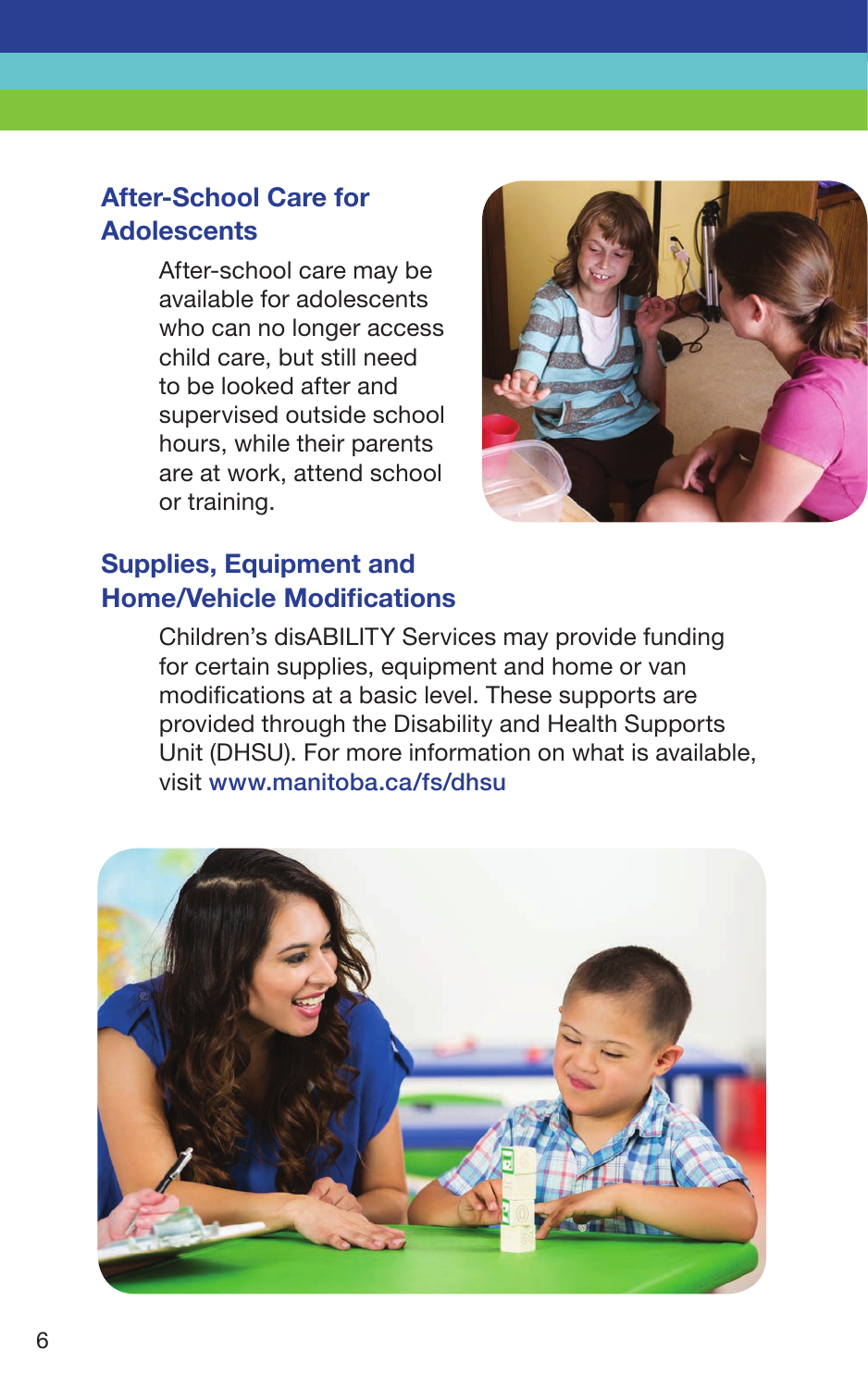## After-School Care for Adolescents

After-school care may be available for adolescents who can no longer access child care, but still need to be looked after and supervised outside school hours, while their parents are at work, attend school or training.

## Supplies, Equipment and Home/Vehicle Modifications

Children's disABILITY Services may provide funding for certain supplies, equipment and home or van modifications at a basic level. These supports are provided through the Disability and Health Supports Unit (DHSU). For more information on what is available, visit www.manitoba.ca/fs/dhsu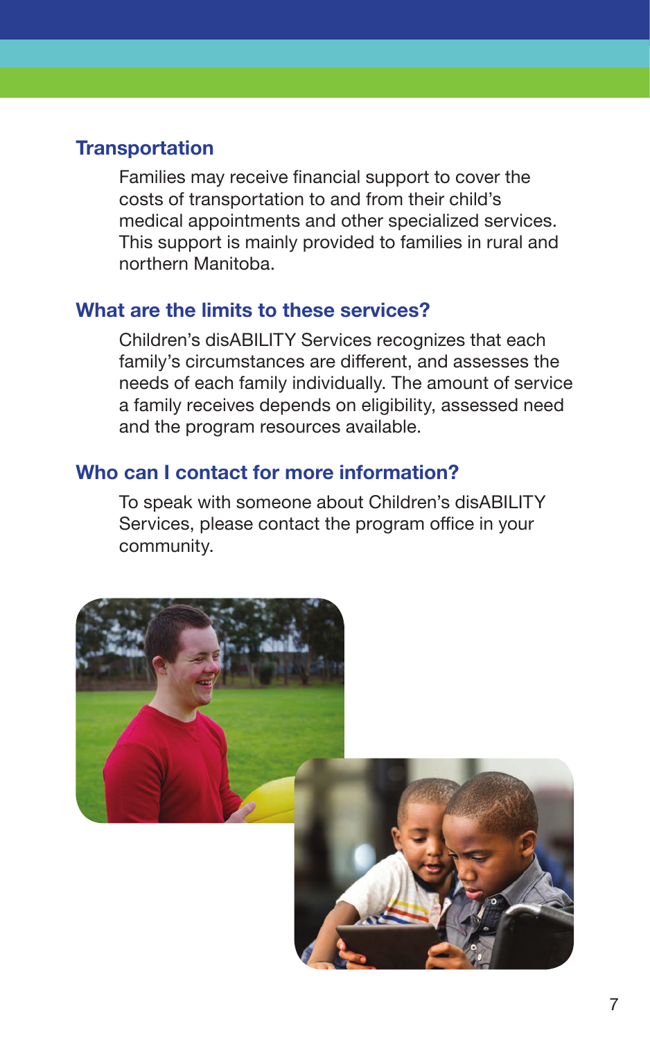## Transportation

Families may receive financial support to cover the costs of transportation to and from their child's medical appointments and other specialized services. This support is mainly provided to families in rural and northern Manitoba.

## What are the limits to these services?

Children's disABILITY Services recognizes that each family's circumstances are different, and assesses the needs of each family individually. The amount of service a family receives depends on eligibility, assessed need and the program resources available.

## Who can I contact for more information?

To speak with someone about Children's disABILITY Services, please contact the program office in your community.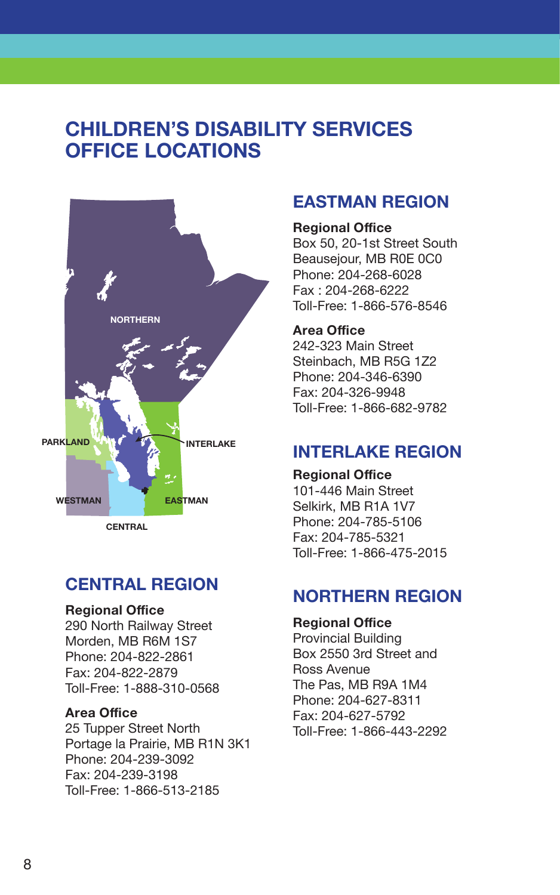# CHILDREN'S DISABILITY SERVICES OFFICE LOCATIONS

## CENTRAL REGION

**Regional Office**
290 North Railway Street
Morden, MB R6M 1S7
Phone: 204-822-2861
Fax: 204-822-2879
Toll-Free: 1-888-310-0568

**Area Office**
25 Tupper Street North
Portage la Prairie, MB R1N 3K1
Phone: 204-239-3092
Fax: 204-239-3198
Toll-Free: 1-866-513-2185

## EASTMAN REGION

**Regional Office**
Box 50, 20-1st Street South
Beausejour, MB R0E 0C0
Phone: 204-268-6028
Fax : 204-268-6222
Toll-Free: 1-866-576-8546

**Area Office**
242-323 Main Street
Steinbach, MB R5G 1Z2
Phone: 204-346-6390
Fax: 204-326-9948
Toll-Free: 1-866-682-9782

## INTERLAKE REGION

**Regional Office**
101-446 Main Street
Selkirk, MB R1A 1V7
Phone: 204-785-5106
Fax: 204-785-5321
Toll-Free: 1-866-475-2015

## NORTHERN REGION

**Regional Office**
Provincial Building
Box 2550 3rd Street and
Ross Avenue
The Pas, MB R9A 1M4
Phone: 204-627-8311
Fax: 204-627-5792
Toll-Free: 1-866-443-2292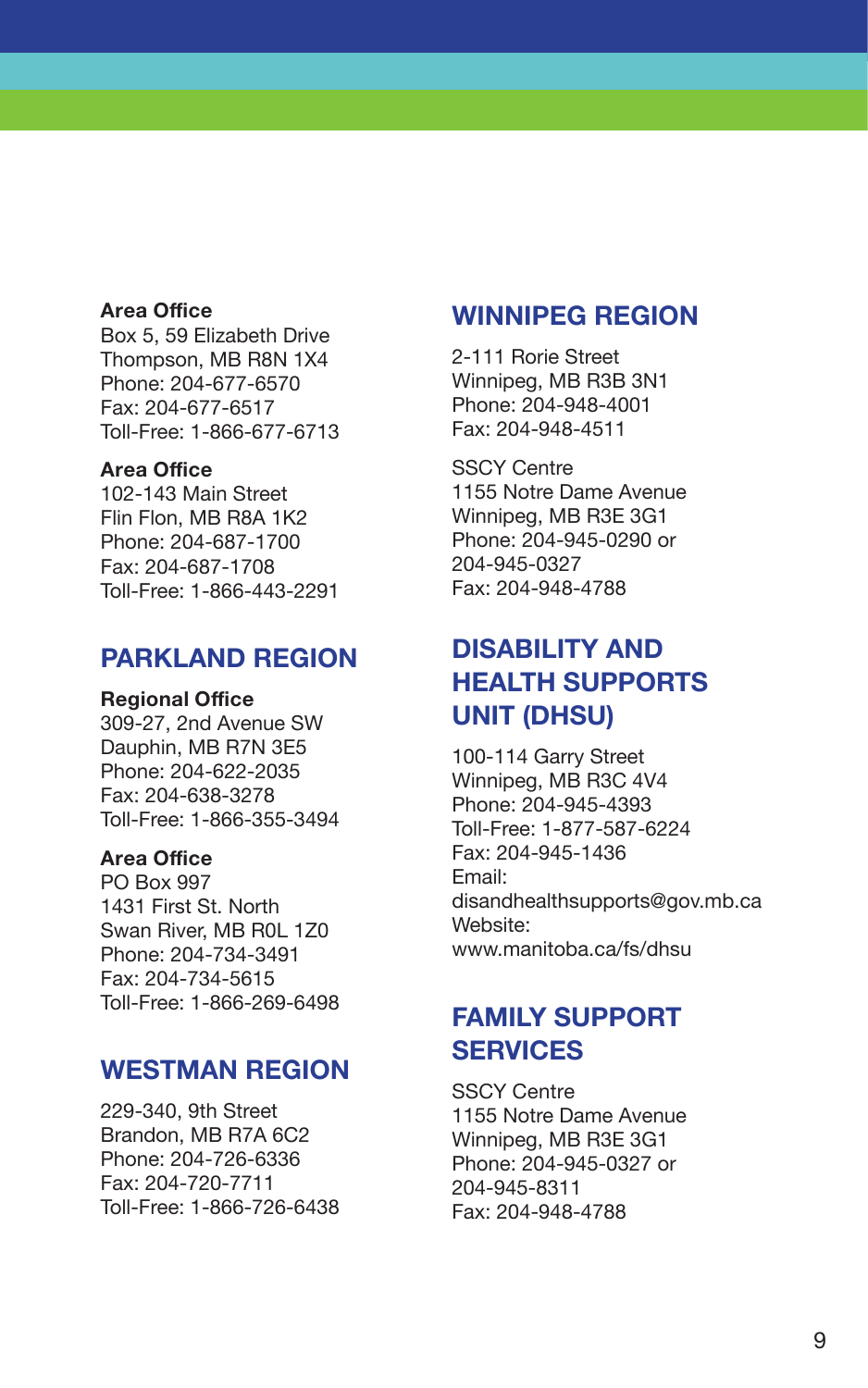**Area Office**
Box 5, 59 Elizabeth Drive
Thompson, MB R8N 1X4
Phone: 204-677-6570
Fax: 204-677-6517
Toll-Free: 1-866-677-6713

**Area Office**
102-143 Main Street
Flin Flon, MB R8A 1K2
Phone: 204-687-1700
Fax: 204-687-1708
Toll-Free: 1-866-443-2291

## PARKLAND REGION

**Regional Office**
309-27, 2nd Avenue SW
Dauphin, MB R7N 3E5
Phone: 204-622-2035
Fax: 204-638-3278
Toll-Free: 1-866-355-3494

**Area Office**
PO Box 997
1431 First St. North
Swan River, MB R0L 1Z0
Phone: 204-734-3491
Fax: 204-734-5615
Toll-Free: 1-866-269-6498

## WESTMAN REGION

229-340, 9th Street
Brandon, MB R7A 6C2
Phone: 204-726-6336
Fax: 204-720-7711
Toll-Free: 1-866-726-6438

## WINNIPEG REGION

2-111 Rorie Street
Winnipeg, MB R3B 3N1
Phone: 204-948-4001
Fax: 204-948-4511

SSCY Centre
1155 Notre Dame Avenue
Winnipeg, MB R3E 3G1
Phone: 204-945-0290 or
204-945-0327
Fax: 204-948-4788

## DISABILITY AND HEALTH SUPPORTS UNIT (DHSU)

100-114 Garry Street
Winnipeg, MB R3C 4V4
Phone: 204-945-4393
Toll-Free: 1-877-587-6224
Fax: 204-945-1436
Email:
disandhealthsupports@gov.mb.ca
Website:
www.manitoba.ca/fs/dhsu

## FAMILY SUPPORT SERVICES

SSCY Centre
1155 Notre Dame Avenue
Winnipeg, MB R3E 3G1
Phone: 204-945-0327 or
204-945-8311
Fax: 204-948-4788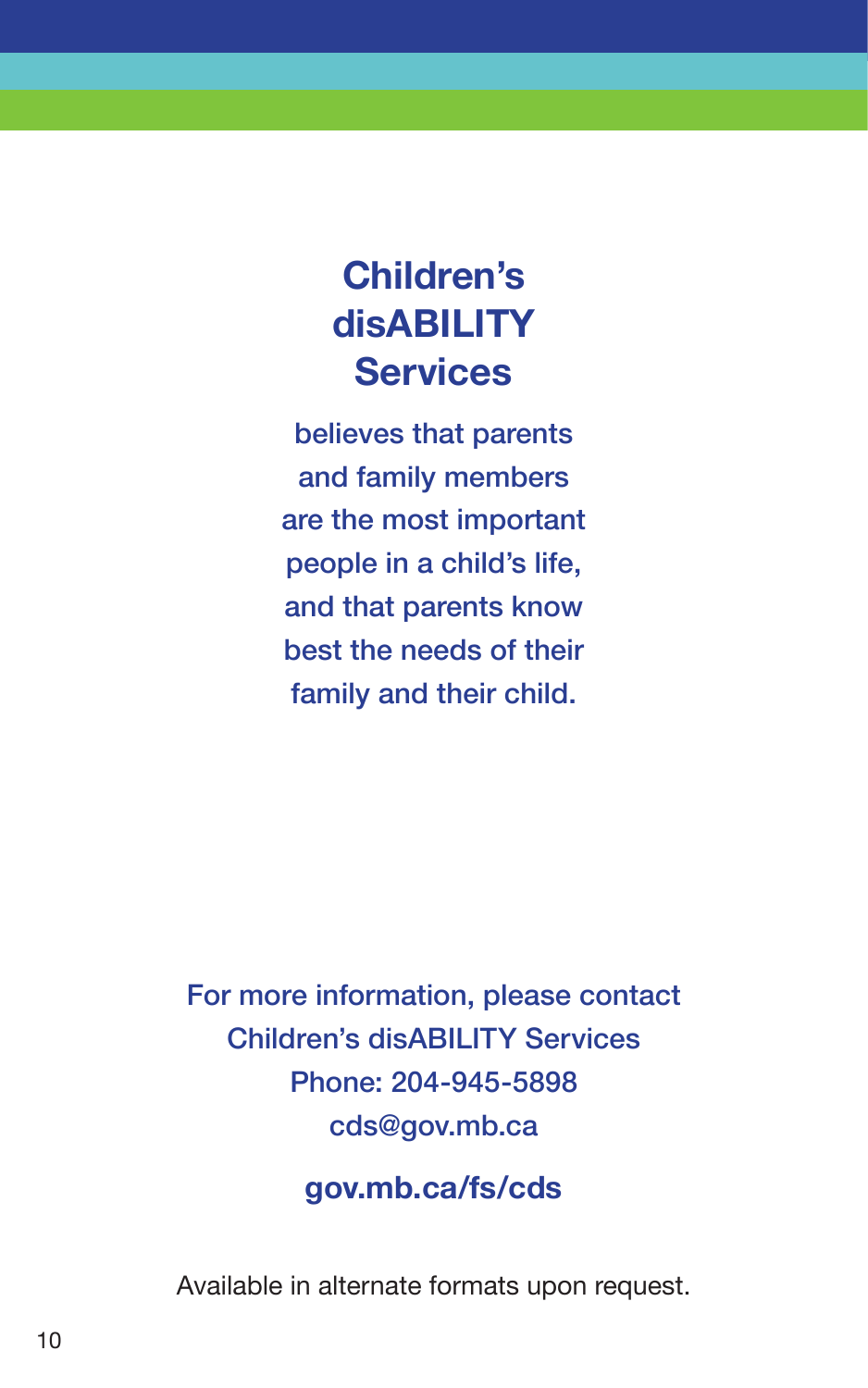# Children's disABILITY Services

believes that parents and family members are the most important people in a child's life, and that parents know best the needs of their family and their child.

For more information, please contact
Children's disABILITY Services
Phone: 204-945-5898
cds@gov.mb.ca

**gov.mb.ca/fs/cds**

Available in alternate formats upon request.